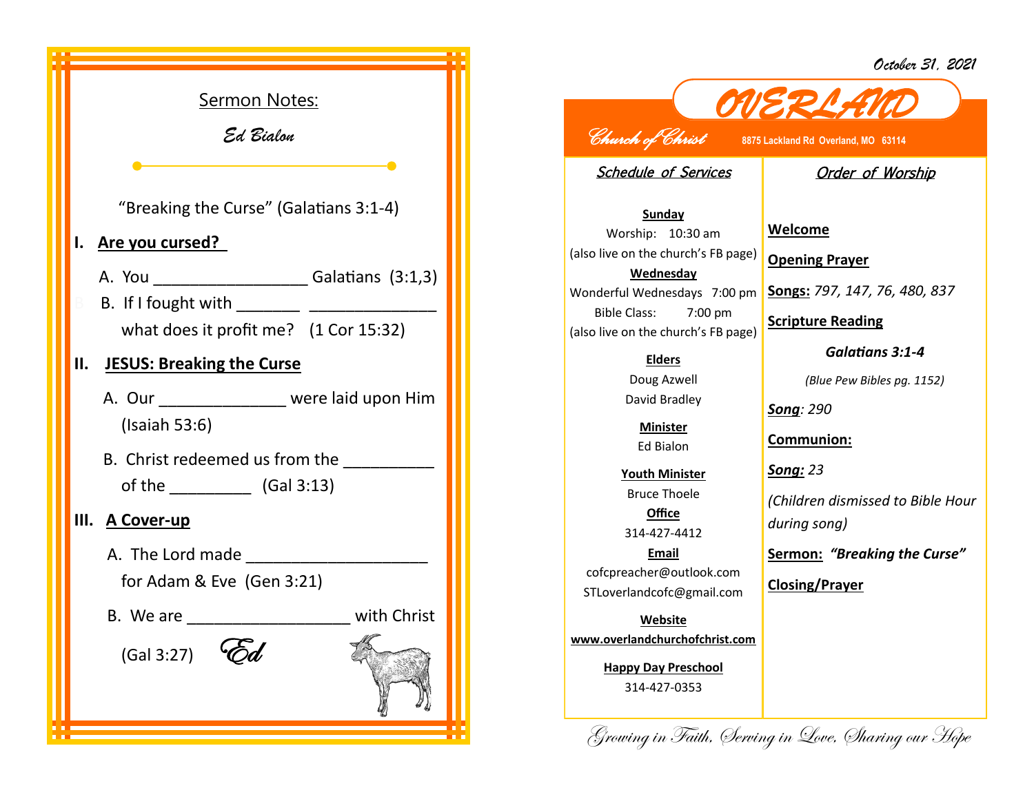## Sermon Notes:

*Ed Bialon*

"Breaking the Curse" (Galatians 3:1-4)

**I. Are you cursed?**

A. You _________________ Galatians (3:1,3)

B. If I fought with _______ ______________ what does it profit me? (1 Cor 15:32)

**II. JESUS: Breaking the Curse**

A. Our ______________ were laid upon Him (Isaiah 53:6)

B. Christ redeemed us from the __________ of the _________ (Gal 3:13)

**III. A Cover-up**

A. The Lord made ____________________ for Adam & Eve (Gen 3:21)

B. We are __________________ with Christ (Gal 3:27)

*Ed*

October 31, 2021

# OVERLAND

*Church of Christ* 8875 Lackland Rd Overland, MO 63114

## Schedule of Services

**Sunday**
Worship: 10:30 am
(also live on the church's FB page)

**Wednesday**
Wonderful Wednesdays 7:00 pm
Bible Class: 7:00 pm
(also live on the church's FB page)

**Elders**
Doug Azwell
David Bradley

**Minister**
Ed Bialon

**Youth Minister**
Bruce Thoele

**Office**
314-427-4412

**Email**
cofcpreacher@outlook.com
STLoverlandcofc@gmail.com

**Website**
www.overlandchurchofchrist.com

**Happy Day Preschool**
314-427-0353

## Order of Worship

**Welcome**

**Opening Prayer**

**Songs:** *797, 147, 76, 480, 837*

**Scripture Reading**

***Galatians 3:1-4***

*(Blue Pew Bibles pg. 1152)*

***Song****: 290*

**Communion:**

***Song:*** *23*

*(Children dismissed to Bible Hour during song)*

**Sermon:** ***"Breaking the Curse"***

**Closing/Prayer**

*Growing in Faith, Serving in Love, Sharing our Hope*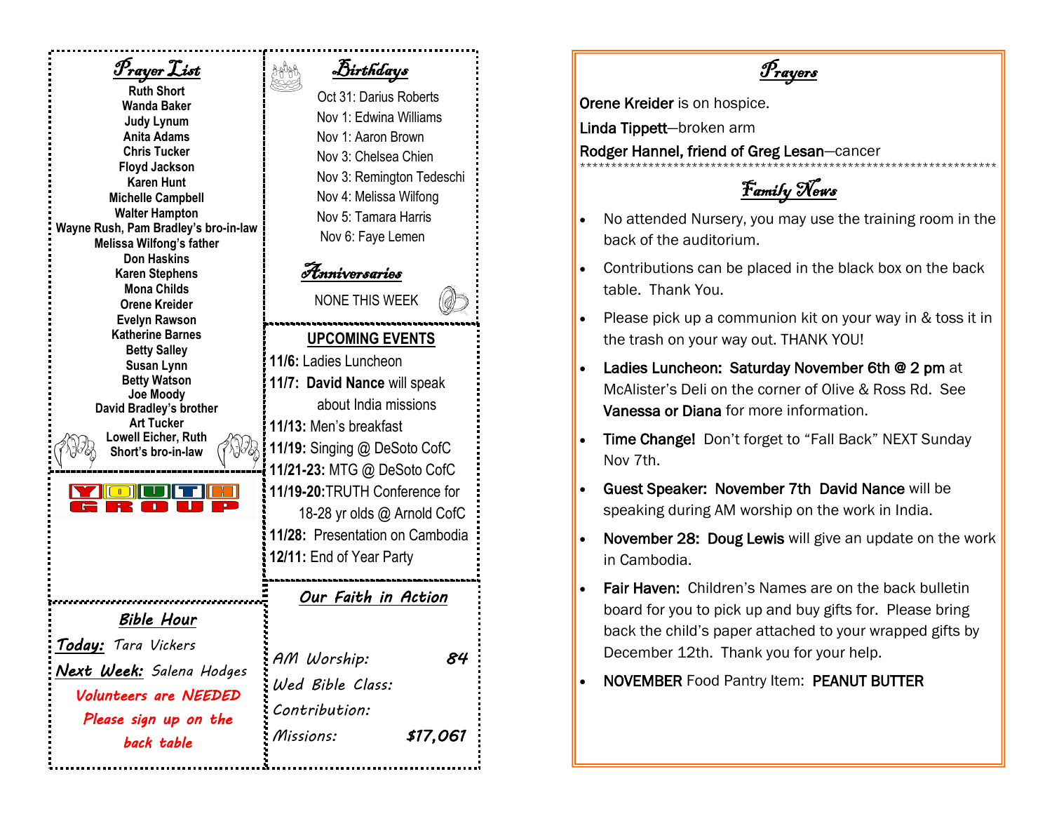## Prayer List

Ruth Short
Wanda Baker
Judy Lynum
Anita Adams
Chris Tucker
Floyd Jackson
Karen Hunt
Michelle Campbell
Walter Hampton
Wayne Rush, Pam Bradley's bro-in-law
Melissa Wilfong's father
Don Haskins
Karen Stephens
Mona Childs
Orene Kreider
Evelyn Rawson
Katherine Barnes
Betty Salley
Susan Lynn
Betty Watson
Joe Moody
David Bradley's brother
Art Tucker
Lowell Eicher, Ruth Short's bro-in-law

YOUTH GROUP

## Bible Hour

**Today:** Tara Vickers

**Next Week:** Salena Hodges

**Volunteers are NEEDED Please sign up on the back table**

## Birthdays

Oct 31: Darius Roberts
Nov 1: Edwina Williams
Nov 1: Aaron Brown
Nov 3: Chelsea Chien
Nov 3: Remington Tedeschi
Nov 4: Melissa Wilfong
Nov 5: Tamara Harris
Nov 6: Faye Lemen

## Anniversaries

NONE THIS WEEK

## UPCOMING EVENTS

**11/6:** Ladies Luncheon
**11/7:** **David Nance** will speak about India missions
**11/13:** Men's breakfast
**11/19:** Singing @ DeSoto CofC
**11/21-23:** MTG @ DeSoto CofC
**11/19-20:** TRUTH Conference for 18-28 yr olds @ Arnold CofC
**11/28:** Presentation on Cambodia
**12/11:** End of Year Party

## Our Faith in Action

| | |
|---|---|
| AM Worship: | 84 |
| Wed Bible Class: | |
| Contribution: | |
| Missions: | $17,061 |

## Prayers

Orene Kreider is on hospice.

Linda Tippett—broken arm

Rodger Hannel, friend of Greg Lesan—cancer

*******************************************************************

## Family News

- No attended Nursery, you may use the training room in the back of the auditorium.
- Contributions can be placed in the black box on the back table. Thank You.
- Please pick up a communion kit on your way in & toss it in the trash on your way out. THANK YOU!
- Ladies Luncheon: Saturday November 6th @ 2 pm at McAlister's Deli on the corner of Olive & Ross Rd. See Vanessa or Diana for more information.
- Time Change! Don't forget to "Fall Back" NEXT Sunday Nov 7th.
- Guest Speaker: November 7th David Nance will be speaking during AM worship on the work in India.
- November 28: Doug Lewis will give an update on the work in Cambodia.
- Fair Haven: Children's Names are on the back bulletin board for you to pick up and buy gifts for. Please bring back the child's paper attached to your wrapped gifts by December 12th. Thank you for your help.
- NOVEMBER Food Pantry Item: PEANUT BUTTER